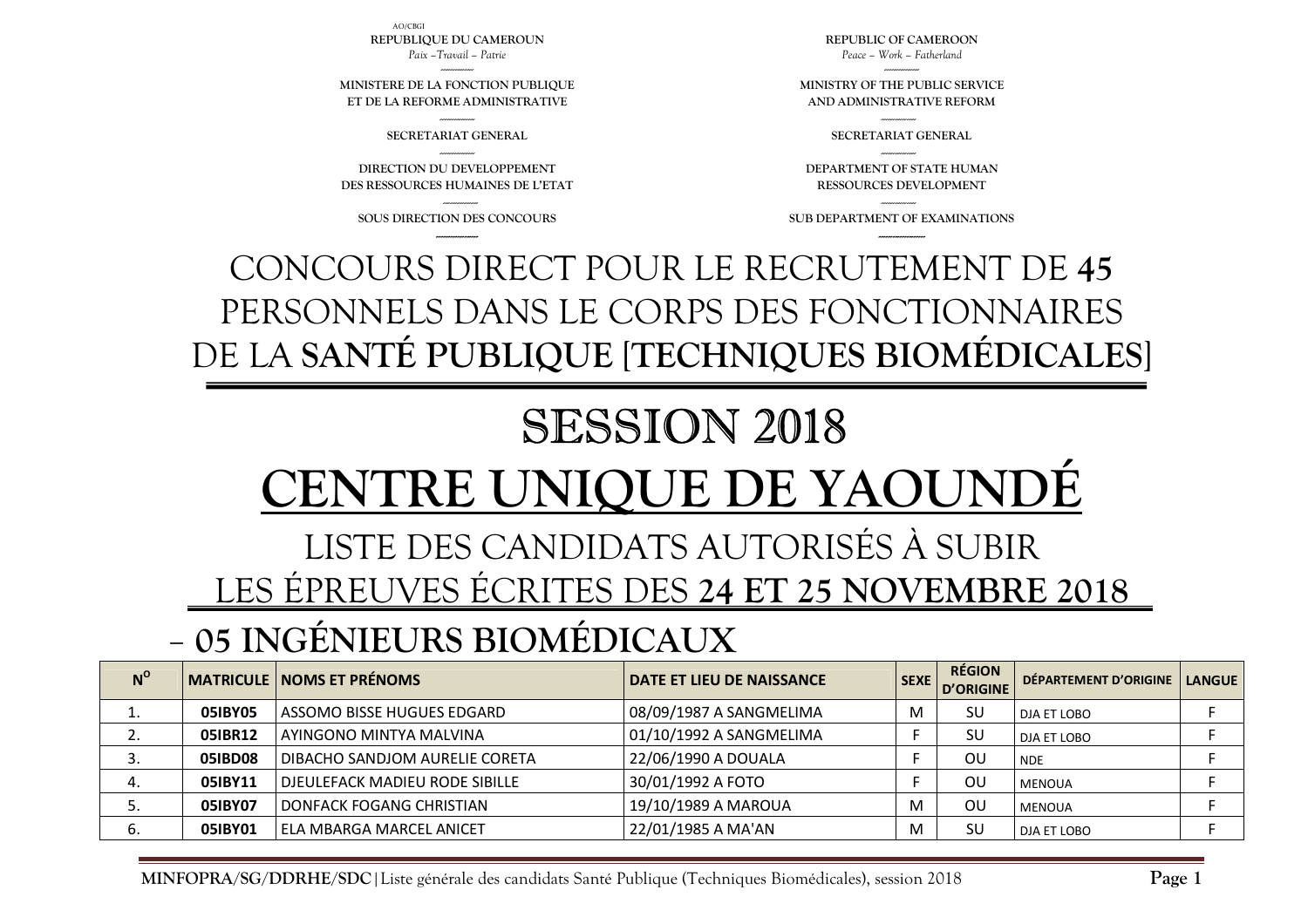AO/CBGI

| REPUBLIQUE DU CAMEROUN | REPUBLIC OF CAMEROON |
|---|---|
| *Paix –Travail – Patrie* | *Peace – Work – Fatherland* |
| MINISTERE DE LA FONCTION PUBLIQUE ET DE LA REFORME ADMINISTRATIVE | MINISTRY OF THE PUBLIC SERVICE AND ADMINISTRATIVE REFORM |
| SECRETARIAT GENERAL | SECRETARIAT GENERAL |
| DIRECTION DU DEVELOPPEMENT DES RESSOURCES HUMAINES DE L'ETAT | DEPARTMENT OF STATE HUMAN RESSOURCES DEVELOPMENT |
| SOUS DIRECTION DES CONCOURS | SUB DEPARTMENT OF EXAMINATIONS |

# CONCOURS DIRECT POUR LE RECRUTEMENT DE **45** PERSONNELS DANS LE CORPS DES FONCTIONNAIRES DE LA **SANTÉ PUBLIQUE [TECHNIQUES BIOMÉDICALES]**

# SESSION 2018

# CENTRE UNIQUE DE YAOUNDÉ

## LISTE DES CANDIDATS AUTORISÉS À SUBIR LES ÉPREUVES ÉCRITES DES **24 ET 25 NOVEMBRE 2018**

## – 05 INGÉNIEURS BIOMÉDICAUX

| N° | MATRICULE | NOMS ET PRÉNOMS | DATE ET LIEU DE NAISSANCE | SEXE | RÉGION D'ORIGINE | DÉPARTEMENT D'ORIGINE | LANGUE |
|---|---|---|---|---|---|---|---|
| 1. | **05IBY05** | ASSOMO BISSE HUGUES EDGARD | 08/09/1987 A SANGMELIMA | M | SU | DJA ET LOBO | F |
| 2. | **05IBR12** | AYINGONO MINTYA MALVINA | 01/10/1992 A SANGMELIMA | F | SU | DJA ET LOBO | F |
| 3. | **05IBD08** | DIBACHO SANDJOM AURELIE CORETA | 22/06/1990 A DOUALA | F | OU | NDE | F |
| 4. | **05IBY11** | DJEULEFACK MADIEU RODE SIBILLE | 30/01/1992 A FOTO | F | OU | MENOUA | F |
| 5. | **05IBY07** | DONFACK FOGANG CHRISTIAN | 19/10/1989 A MAROUA | M | OU | MENOUA | F |
| 6. | **05IBY01** | ELA MBARGA MARCEL ANICET | 22/01/1985 A MA'AN | M | SU | DJA ET LOBO | F |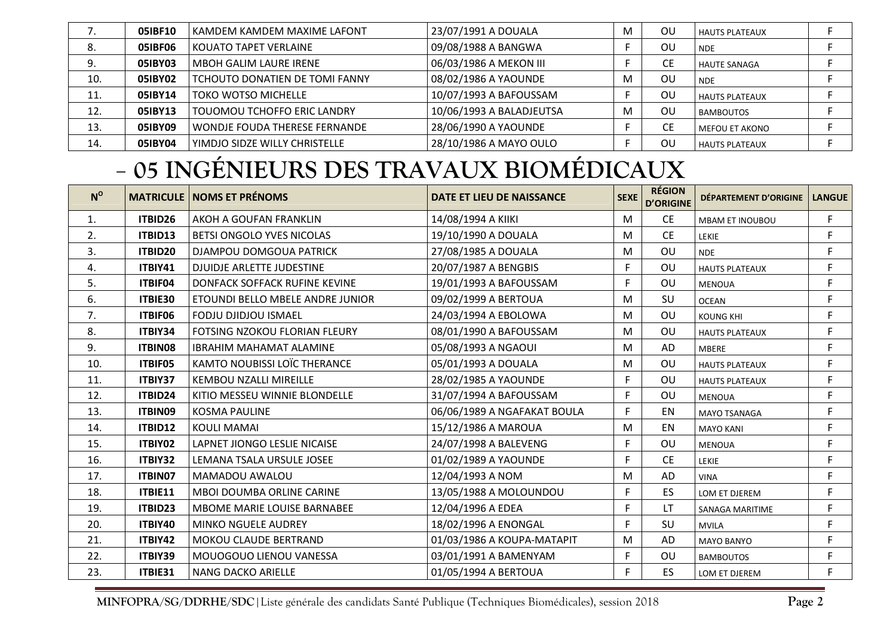| 7. | 05IBF10 | KAMDEM KAMDEM MAXIME LAFONT | 23/07/1991 A DOUALA | M | OU | HAUTS PLATEAUX | F |
|---|---|---|---|---|---|---|---|
| 8. | 05IBF06 | KOUATO TAPET VERLAINE | 09/08/1988 A BANGWA | F | OU | NDE | F |
| 9. | 05IBY03 | MBOH GALIM LAURE IRENE | 06/03/1986 A MEKON III | F | CE | HAUTE SANAGA | F |
| 10. | 05IBY02 | TCHOUTO DONATIEN DE TOMI FANNY | 08/02/1986 A YAOUNDE | M | OU | NDE | F |
| 11. | 05IBY14 | TOKO WOTSO MICHELLE | 10/07/1993 A BAFOUSSAM | F | OU | HAUTS PLATEAUX | F |
| 12. | 05IBY13 | TOUOMOU TCHOFFO ERIC LANDRY | 10/06/1993 A BALADJEUTSA | M | OU | BAMBOUTOS | F |
| 13. | 05IBY09 | WONDJE FOUDA THERESE FERNANDE | 28/06/1990 A YAOUNDE | F | CE | MEFOU ET AKONO | F |
| 14. | 05IBY04 | YIMDJO SIDZE WILLY CHRISTELLE | 28/10/1986 A MAYO OULO | F | OU | HAUTS PLATEAUX | F |

# - 05 INGÉNIEURS DES TRAVAUX BIOMÉDICAUX

| N° | MATRICULE | NOMS ET PRÉNOMS | DATE ET LIEU DE NAISSANCE | SEXE | RÉGION D'ORIGINE | DÉPARTEMENT D'ORIGINE | LANGUE |
|---|---|---|---|---|---|---|---|
| 1. | ITBID26 | AKOH A GOUFAN FRANKLIN | 14/08/1994 A KIIKI | M | CE | MBAM ET INOUBOU | F |
| 2. | ITBID13 | BETSI ONGOLO YVES NICOLAS | 19/10/1990 A DOUALA | M | CE | LEKIE | F |
| 3. | ITBID20 | DJAMPOU DOMGOUA PATRICK | 27/08/1985 A DOUALA | M | OU | NDE | F |
| 4. | ITBIY41 | DJUIDJE ARLETTE JUDESTINE | 20/07/1987 A BENGBIS | F | OU | HAUTS PLATEAUX | F |
| 5. | ITBIF04 | DONFACK SOFFACK RUFINE KEVINE | 19/01/1993 A BAFOUSSAM | F | OU | MENOUA | F |
| 6. | ITBIE30 | ETOUNDI BELLO MBELE ANDRE JUNIOR | 09/02/1999 A BERTOUA | M | SU | OCEAN | F |
| 7. | ITBIF06 | FODJU DJIDJOU ISMAEL | 24/03/1994 A EBOLOWA | M | OU | KOUNG KHI | F |
| 8. | ITBIY34 | FOTSING NZOKOU FLORIAN FLEURY | 08/01/1990 A BAFOUSSAM | M | OU | HAUTS PLATEAUX | F |
| 9. | ITBIN08 | IBRAHIM MAHAMAT ALAMINE | 05/08/1993 A NGAOUI | M | AD | MBERE | F |
| 10. | ITBIF05 | KAMTO NOUBISSI LOÏC THERANCE | 05/01/1993 A DOUALA | M | OU | HAUTS PLATEAUX | F |
| 11. | ITBIY37 | KEMBOU NZALLI MIREILLE | 28/02/1985 A YAOUNDE | F | OU | HAUTS PLATEAUX | F |
| 12. | ITBID24 | KITIO MESSEU WINNIE BLONDELLE | 31/07/1994 A BAFOUSSAM | F | OU | MENOUA | F |
| 13. | ITBIN09 | KOSMA PAULINE | 06/06/1989 A NGAFAKAT BOULA | F | EN | MAYO TSANAGA | F |
| 14. | ITBID12 | KOULI MAMAI | 15/12/1986 A MAROUA | M | EN | MAYO KANI | F |
| 15. | ITBIY02 | LAPNET JIONGO LESLIE NICAISE | 24/07/1998 A BALEVENG | F | OU | MENOUA | F |
| 16. | ITBIY32 | LEMANA TSALA URSULE JOSEE | 01/02/1989 A YAOUNDE | F | CE | LEKIE | F |
| 17. | ITBIN07 | MAMADOU AWALOU | 12/04/1993 A NOM | M | AD | VINA | F |
| 18. | ITBIE11 | MBOI DOUMBA ORLINE CARINE | 13/05/1988 A MOLOUNDOU | F | ES | LOM ET DJEREM | F |
| 19. | ITBID23 | MBOME MARIE LOUISE BARNABEE | 12/04/1996 A EDEA | F | LT | SANAGA MARITIME | F |
| 20. | ITBIY40 | MINKO NGUELE AUDREY | 18/02/1996 A ENONGAL | F | SU | MVILA | F |
| 21. | ITBIY42 | MOKOU CLAUDE BERTRAND | 01/03/1986 A KOUPA-MATAPIT | M | AD | MAYO BANYO | F |
| 22. | ITBIY39 | MOUOGOUO LIENOU VANESSA | 03/01/1991 A BAMENYAM | F | OU | BAMBOUTOS | F |
| 23. | ITBIE31 | NANG DACKO ARIELLE | 01/05/1994 A BERTOUA | F | ES | LOM ET DJEREM | F |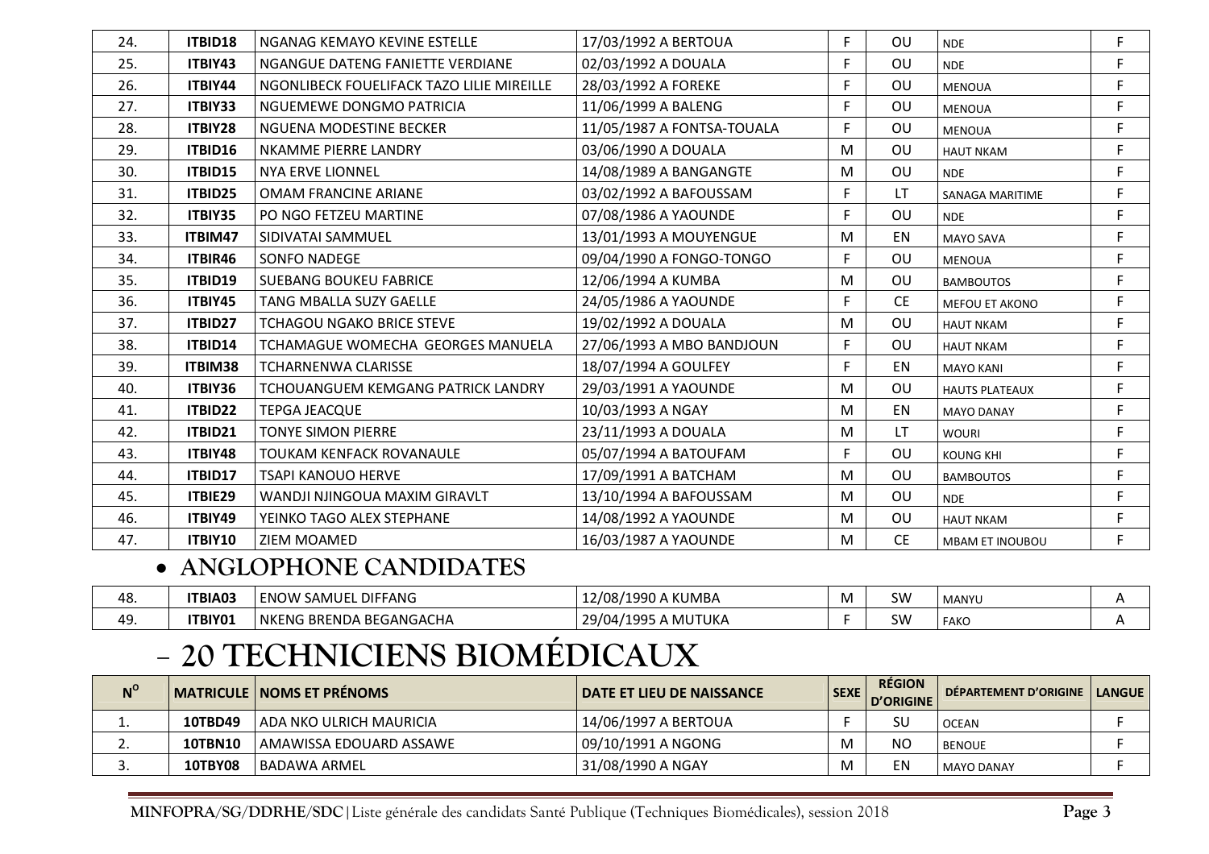| | | | | | | | |
|---|---|---|---|---|---|---|---|
| 24. | **ITBID18** | NGANAG KEMAYO KEVINE ESTELLE | 17/03/1992 A BERTOUA | F | OU | NDE | F |
| 25. | **ITBIY43** | NGANGUE DATENG FANIETTE VERDIANE | 02/03/1992 A DOUALA | F | OU | NDE | F |
| 26. | **ITBIY44** | NGONLIBECK FOUELIFACK TAZO LILIE MIREILLE | 28/03/1992 A FOREKE | F | OU | MENOUA | F |
| 27. | **ITBIY33** | NGUEMEWE DONGMO PATRICIA | 11/06/1999 A BALENG | F | OU | MENOUA | F |
| 28. | **ITBIY28** | NGUENA MODESTINE BECKER | 11/05/1987 A FONTSA-TOUALA | F | OU | MENOUA | F |
| 29. | **ITBID16** | NKAMME PIERRE LANDRY | 03/06/1990 A DOUALA | M | OU | HAUT NKAM | F |
| 30. | **ITBID15** | NYA ERVE LIONNEL | 14/08/1989 A BANGANGTE | M | OU | NDE | F |
| 31. | **ITBID25** | OMAM FRANCINE ARIANE | 03/02/1992 A BAFOUSSAM | F | LT | SANAGA MARITIME | F |
| 32. | **ITBIY35** | PO NGO FETZEU MARTINE | 07/08/1986 A YAOUNDE | F | OU | NDE | F |
| 33. | **ITBIM47** | SIDIVATAI SAMMUEL | 13/01/1993 A MOUYENGUE | M | EN | MAYO SAVA | F |
| 34. | **ITBIR46** | SONFO NADEGE | 09/04/1990 A FONGO-TONGO | F | OU | MENOUA | F |
| 35. | **ITBID19** | SUEBANG BOUKEU FABRICE | 12/06/1994 A KUMBA | M | OU | BAMBOUTOS | F |
| 36. | **ITBIY45** | TANG MBALLA SUZY GAELLE | 24/05/1986 A YAOUNDE | F | CE | MEFOU ET AKONO | F |
| 37. | **ITBID27** | TCHAGOU NGAKO BRICE STEVE | 19/02/1992 A DOUALA | M | OU | HAUT NKAM | F |
| 38. | **ITBID14** | TCHAMAGUE WOMECHA GEORGES MANUELA | 27/06/1993 A MBO BANDJOUN | F | OU | HAUT NKAM | F |
| 39. | **ITBIM38** | TCHARNENWA CLARISSE | 18/07/1994 A GOULFEY | F | EN | MAYO KANI | F |
| 40. | **ITBIY36** | TCHOUANGUEM KEMGANG PATRICK LANDRY | 29/03/1991 A YAOUNDE | M | OU | HAUTS PLATEAUX | F |
| 41. | **ITBID22** | TEPGA JEACQUE | 10/03/1993 A NGAY | M | EN | MAYO DANAY | F |
| 42. | **ITBID21** | TONYE SIMON PIERRE | 23/11/1993 A DOUALA | M | LT | WOURI | F |
| 43. | **ITBIY48** | TOUKAM KENFACK ROVANAULE | 05/07/1994 A BATOUFAM | F | OU | KOUNG KHI | F |
| 44. | **ITBID17** | TSAPI KANOUO HERVE | 17/09/1991 A BATCHAM | M | OU | BAMBOUTOS | F |
| 45. | **ITBIE29** | WANDJI NJINGOUA MAXIM GIRAVLT | 13/10/1994 A BAFOUSSAM | M | OU | NDE | F |
| 46. | **ITBIY49** | YEINKO TAGO ALEX STEPHANE | 14/08/1992 A YAOUNDE | M | OU | HAUT NKAM | F |
| 47. | **ITBIY10** | ZIEM MOAMED | 16/03/1987 A YAOUNDE | M | CE | MBAM ET INOUBOU | F |

- **ANGLOPHONE CANDIDATES**

| | | | | | | | |
|---|---|---|---|---|---|---|---|
| 48. | **ITBIA03** | ENOW SAMUEL DIFFANG | 12/08/1990 A KUMBA | M | SW | MANYU | A |
| 49. | **ITBIY01** | NKENG BRENDA BEGANGACHA | 29/04/1995 A MUTUKA | F | SW | FAKO | A |

# – 20 TECHNICIENS BIOMÉDICAUX

| N° | MATRICULE | NOMS ET PRÉNOMS | DATE ET LIEU DE NAISSANCE | SEXE | RÉGION D'ORIGINE | DÉPARTEMENT D'ORIGINE | LANGUE |
|---|---|---|---|---|---|---|---|
| 1. | **10TBD49** | ADA NKO ULRICH MAURICIA | 14/06/1997 A BERTOUA | F | SU | OCEAN | F |
| 2. | **10TBN10** | AMAWISSA EDOUARD ASSAWE | 09/10/1991 A NGONG | M | NO | BENOUE | F |
| 3. | **10TBY08** | BADAWA ARMEL | 31/08/1990 A NGAY | M | EN | MAYO DANAY | F |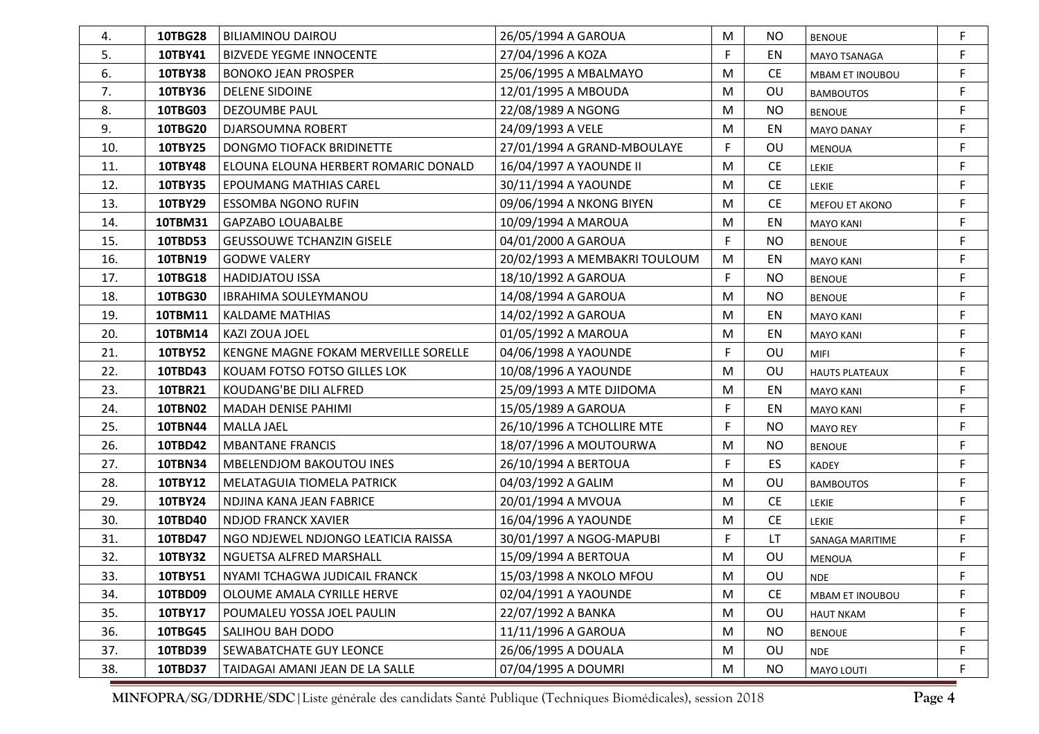| 4. | 10TBG28 | BILIAMINOU DAIROU | 26/05/1994 A GAROUA | M | NO | BENOUE | F |
|---|---|---|---|---|---|---|---|
| 5. | 10TBY41 | BIZVEDE YEGME INNOCENTE | 27/04/1996 A KOZA | F | EN | MAYO TSANAGA | F |
| 6. | 10TBY38 | BONOKO JEAN PROSPER | 25/06/1995 A MBALMAYO | M | CE | MBAM ET INOUBOU | F |
| 7. | 10TBY36 | DELENE SIDOINE | 12/01/1995 A MBOUDA | M | OU | BAMBOUTOS | F |
| 8. | 10TBG03 | DEZOUMBE PAUL | 22/08/1989 A NGONG | M | NO | BENOUE | F |
| 9. | 10TBG20 | DJARSOUMNA ROBERT | 24/09/1993 A VELE | M | EN | MAYO DANAY | F |
| 10. | 10TBY25 | DONGMO TIOFACK BRIDINETTE | 27/01/1994 A GRAND-MBOULAYE | F | OU | MENOUA | F |
| 11. | 10TBY48 | ELOUNA ELOUNA HERBERT ROMARIC DONALD | 16/04/1997 A YAOUNDE II | M | CE | LEKIE | F |
| 12. | 10TBY35 | EPOUMANG MATHIAS CAREL | 30/11/1994 A YAOUNDE | M | CE | LEKIE | F |
| 13. | 10TBY29 | ESSOMBA NGONO RUFIN | 09/06/1994 A NKONG BIYEN | M | CE | MEFOU ET AKONO | F |
| 14. | 10TBM31 | GAPZABO LOUABALBE | 10/09/1994 A MAROUA | M | EN | MAYO KANI | F |
| 15. | 10TBD53 | GEUSSOUWE TCHANZIN GISELE | 04/01/2000 A GAROUA | F | NO | BENOUE | F |
| 16. | 10TBN19 | GODWE VALERY | 20/02/1993 A MEMBAKRI TOULOUM | M | EN | MAYO KANI | F |
| 17. | 10TBG18 | HADIDJATOU ISSA | 18/10/1992 A GAROUA | F | NO | BENOUE | F |
| 18. | 10TBG30 | IBRAHIMA SOULEYMANOU | 14/08/1994 A GAROUA | M | NO | BENOUE | F |
| 19. | 10TBM11 | KALDAME MATHIAS | 14/02/1992 A GAROUA | M | EN | MAYO KANI | F |
| 20. | 10TBM14 | KAZI ZOUA JOEL | 01/05/1992 A MAROUA | M | EN | MAYO KANI | F |
| 21. | 10TBY52 | KENGNE MAGNE FOKAM MERVEILLE SORELLE | 04/06/1998 A YAOUNDE | F | OU | MIFI | F |
| 22. | 10TBD43 | KOUAM FOTSO FOTSO GILLES LOK | 10/08/1996 A YAOUNDE | M | OU | HAUTS PLATEAUX | F |
| 23. | 10TBR21 | KOUDANG'BE DILI ALFRED | 25/09/1993 A MTE DJIDOMA | M | EN | MAYO KANI | F |
| 24. | 10TBN02 | MADAH DENISE PAHIMI | 15/05/1989 A GAROUA | F | EN | MAYO KANI | F |
| 25. | 10TBN44 | MALLA JAEL | 26/10/1996 A TCHOLLIRE MTE | F | NO | MAYO REY | F |
| 26. | 10TBD42 | MBANTANE FRANCIS | 18/07/1996 A MOUTOURWA | M | NO | BENOUE | F |
| 27. | 10TBN34 | MBELENDJOM BAKOUTOU INES | 26/10/1994 A BERTOUA | F | ES | KADEY | F |
| 28. | 10TBY12 | MELATAGUIA TIOMELA PATRICK | 04/03/1992 A GALIM | M | OU | BAMBOUTOS | F |
| 29. | 10TBY24 | NDJINA KANA JEAN FABRICE | 20/01/1994 A MVOUA | M | CE | LEKIE | F |
| 30. | 10TBD40 | NDJOD FRANCK XAVIER | 16/04/1996 A YAOUNDE | M | CE | LEKIE | F |
| 31. | 10TBD47 | NGO NDJEWEL NDJONGO LEATICIA RAISSA | 30/01/1997 A NGOG-MAPUBI | F | LT | SANAGA MARITIME | F |
| 32. | 10TBY32 | NGUETSA ALFRED MARSHALL | 15/09/1994 A BERTOUA | M | OU | MENOUA | F |
| 33. | 10TBY51 | NYAMI TCHAGWA JUDICAIL FRANCK | 15/03/1998 A NKOLO MFOU | M | OU | NDE | F |
| 34. | 10TBD09 | OLOUME AMALA CYRILLE HERVE | 02/04/1991 A YAOUNDE | M | CE | MBAM ET INOUBOU | F |
| 35. | 10TBY17 | POUMALEU YOSSA JOEL PAULIN | 22/07/1992 A BANKA | M | OU | HAUT NKAM | F |
| 36. | 10TBG45 | SALIHOU BAH DODO | 11/11/1996 A GAROUA | M | NO | BENOUE | F |
| 37. | 10TBD39 | SEWABATCHATE GUY LEONCE | 26/06/1995 A DOUALA | M | OU | NDE | F |
| 38. | 10TBD37 | TAIDAGAI AMANI JEAN DE LA SALLE | 07/04/1995 A DOUMRI | M | NO | MAYO LOUTI | F |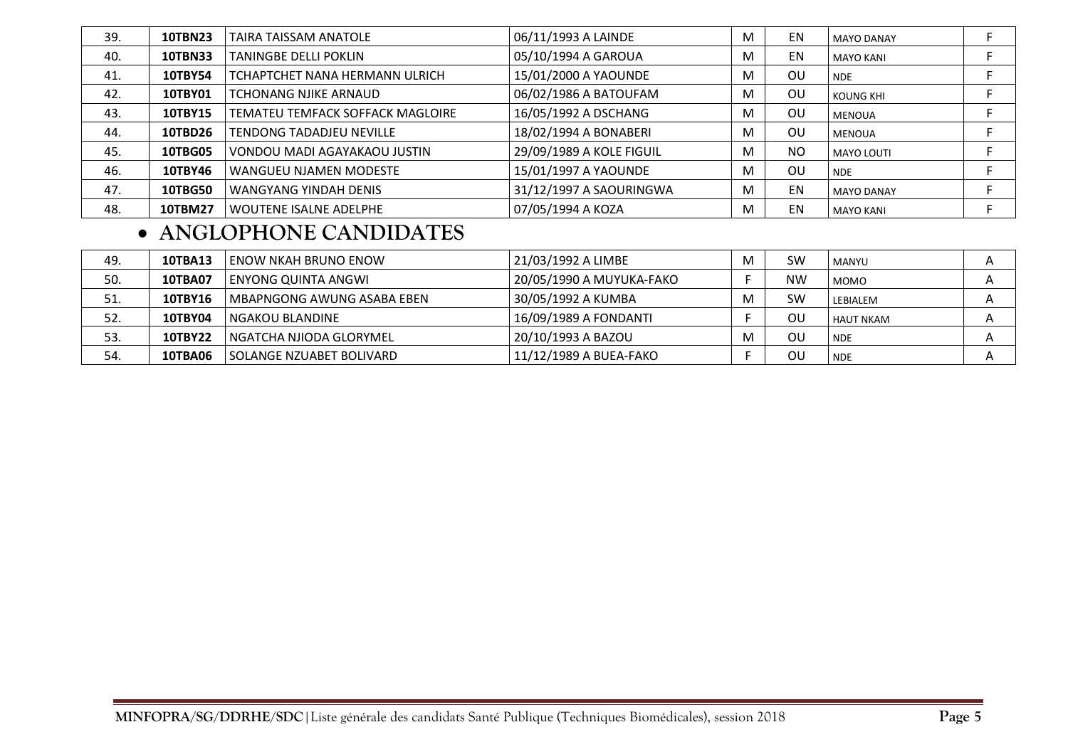| | | | | | | | |
|---|---|---|---|---|---|---|---|
| 39. | **10TBN23** | TAIRA TAISSAM ANATOLE | 06/11/1993 A LAINDE | M | EN | MAYO DANAY | F |
| 40. | **10TBN33** | TANINGBE DELLI POKLIN | 05/10/1994 A GAROUA | M | EN | MAYO KANI | F |
| 41. | **10TBY54** | TCHAPTCHET NANA HERMANN ULRICH | 15/01/2000 A YAOUNDE | M | OU | NDE | F |
| 42. | **10TBY01** | TCHONANG NJIKE ARNAUD | 06/02/1986 A BATOUFAM | M | OU | KOUNG KHI | F |
| 43. | **10TBY15** | TEMATEU TEMFACK SOFFACK MAGLOIRE | 16/05/1992 A DSCHANG | M | OU | MENOUA | F |
| 44. | **10TBD26** | TENDONG TADADJEU NEVILLE | 18/02/1994 A BONABERI | M | OU | MENOUA | F |
| 45. | **10TBG05** | VONDOU MADI AGAYAKAOU JUSTIN | 29/09/1989 A KOLE FIGUIL | M | NO | MAYO LOUTI | F |
| 46. | **10TBY46** | WANGUEU NJAMEN MODESTE | 15/01/1997 A YAOUNDE | M | OU | NDE | F |
| 47. | **10TBG50** | WANGYANG YINDAH DENIS | 31/12/1997 A SAOURINGWA | M | EN | MAYO DANAY | F |
| 48. | **10TBM27** | WOUTENE ISALNE ADELPHE | 07/05/1994 A KOZA | M | EN | MAYO KANI | F |

- **ANGLOPHONE CANDIDATES**

| | | | | | | | |
|---|---|---|---|---|---|---|---|
| 49. | **10TBA13** | ENOW NKAH BRUNO ENOW | 21/03/1992 A LIMBE | M | SW | MANYU | A |
| 50. | **10TBA07** | ENYONG QUINTA ANGWI | 20/05/1990 A MUYUKA-FAKO | F | NW | MOMO | A |
| 51. | **10TBY16** | MBAPNGONG AWUNG ASABA EBEN | 30/05/1992 A KUMBA | M | SW | LEBIALEM | A |
| 52. | **10TBY04** | NGAKOU BLANDINE | 16/09/1989 A FONDANTI | F | OU | HAUT NKAM | A |
| 53. | **10TBY22** | NGATCHA NJIODA GLORYMEL | 20/10/1993 A BAZOU | M | OU | NDE | A |
| 54. | **10TBA06** | SOLANGE NZUABET BOLIVARD | 11/12/1989 A BUEA-FAKO | F | OU | NDE | A |